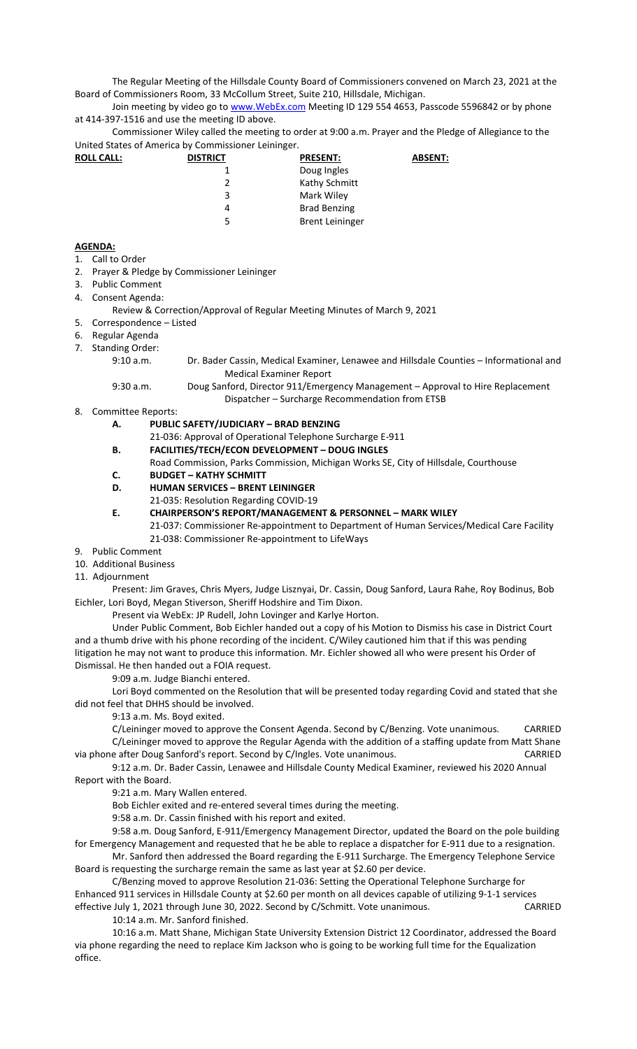The Regular Meeting of the Hillsdale County Board of Commissioners convened on March 23, 2021 at the Board of Commissioners Room, 33 McCollum Street, Suite 210, Hillsdale, Michigan.

Join meeting by video go to www.WebEx.com Meeting ID 129 554 4653, Passcode 5596842 or by phone at 414-397-1516 and use the meeting ID above.

Commissioner Wiley called the meeting to order at 9:00 a.m. Prayer and the Pledge of Allegiance to the United States of America by Commissioner Leininger.

| ROLL CALL: | DISTRICT | PRESENT: | ABSENT: |
|---|---|---|---|
| | 1 | Doug Ingles | |
| | 2 | Kathy Schmitt | |
| | 3 | Mark Wiley | |
| | 4 | Brad Benzing | |
| | 5 | Brent Leininger | |

**AGENDA:**

1. Call to Order
2. Prayer & Pledge by Commissioner Leininger
3. Public Comment
4. Consent Agenda:
   Review & Correction/Approval of Regular Meeting Minutes of March 9, 2021
5. Correspondence – Listed
6. Regular Agenda
7. Standing Order:
   9:10 a.m. Dr. Bader Cassin, Medical Examiner, Lenawee and Hillsdale Counties – Informational and Medical Examiner Report
   9:30 a.m. Doug Sanford, Director 911/Emergency Management – Approval to Hire Replacement Dispatcher – Surcharge Recommendation from ETSB
8. Committee Reports:
   - **A. PUBLIC SAFETY/JUDICIARY – BRAD BENZING**
     21-036: Approval of Operational Telephone Surcharge E-911
   - **B. FACILITIES/TECH/ECON DEVELOPMENT – DOUG INGLES**
     Road Commission, Parks Commission, Michigan Works SE, City of Hillsdale, Courthouse
   - **C. BUDGET – KATHY SCHMITT**
   - **D. HUMAN SERVICES – BRENT LEININGER**
     21-035: Resolution Regarding COVID-19
   - **E. CHAIRPERSON'S REPORT/MANAGEMENT & PERSONNEL – MARK WILEY**
     21-037: Commissioner Re-appointment to Department of Human Services/Medical Care Facility
     21-038: Commissioner Re-appointment to LifeWays
9. Public Comment
10. Additional Business
11. Adjournment

Present: Jim Graves, Chris Myers, Judge Lisznyai, Dr. Cassin, Doug Sanford, Laura Rahe, Roy Bodinus, Bob Eichler, Lori Boyd, Megan Stiverson, Sheriff Hodshire and Tim Dixon.

Present via WebEx: JP Rudell, John Lovinger and Karlye Horton.

Under Public Comment, Bob Eichler handed out a copy of his Motion to Dismiss his case in District Court and a thumb drive with his phone recording of the incident. C/Wiley cautioned him that if this was pending litigation he may not want to produce this information. Mr. Eichler showed all who were present his Order of Dismissal. He then handed out a FOIA request.

9:09 a.m. Judge Bianchi entered.

Lori Boyd commented on the Resolution that will be presented today regarding Covid and stated that she did not feel that DHHS should be involved.

9:13 a.m. Ms. Boyd exited.

C/Leininger moved to approve the Consent Agenda. Second by C/Benzing. Vote unanimous. CARRIED

C/Leininger moved to approve the Regular Agenda with the addition of a staffing update from Matt Shane via phone after Doug Sanford's report. Second by C/Ingles. Vote unanimous. CARRIED

9:12 a.m. Dr. Bader Cassin, Lenawee and Hillsdale County Medical Examiner, reviewed his 2020 Annual Report with the Board.

9:21 a.m. Mary Wallen entered.

Bob Eichler exited and re-entered several times during the meeting.

9:58 a.m. Dr. Cassin finished with his report and exited.

9:58 a.m. Doug Sanford, E-911/Emergency Management Director, updated the Board on the pole building for Emergency Management and requested that he be able to replace a dispatcher for E-911 due to a resignation.

Mr. Sanford then addressed the Board regarding the E-911 Surcharge. The Emergency Telephone Service Board is requesting the surcharge remain the same as last year at $2.60 per device.

C/Benzing moved to approve Resolution 21-036: Setting the Operational Telephone Surcharge for Enhanced 911 services in Hillsdale County at $2.60 per month on all devices capable of utilizing 9-1-1 services effective July 1, 2021 through June 30, 2022. Second by C/Schmitt. Vote unanimous. CARRIED

10:14 a.m. Mr. Sanford finished.

10:16 a.m. Matt Shane, Michigan State University Extension District 12 Coordinator, addressed the Board via phone regarding the need to replace Kim Jackson who is going to be working full time for the Equalization office.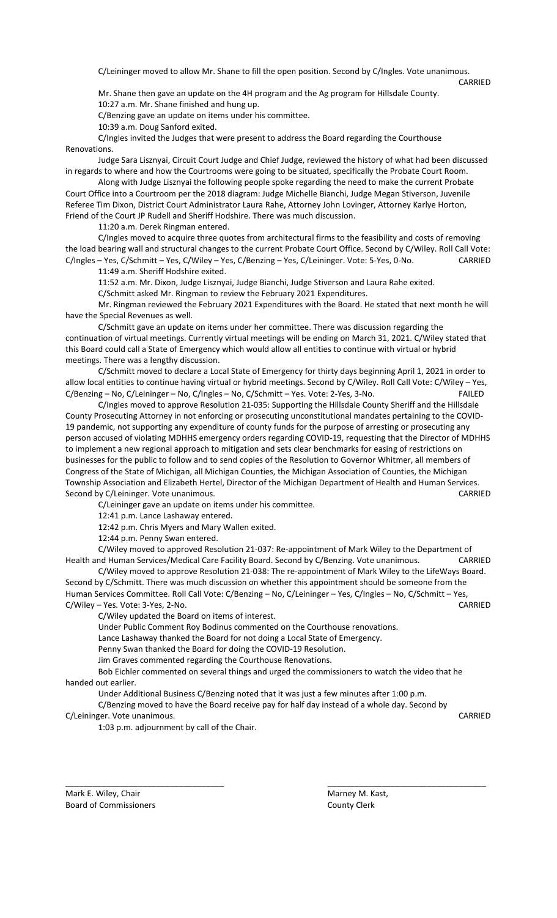C/Leininger moved to allow Mr. Shane to fill the open position. Second by C/Ingles. Vote unanimous. CARRIED

Mr. Shane then gave an update on the 4H program and the Ag program for Hillsdale County.

10:27 a.m. Mr. Shane finished and hung up.

C/Benzing gave an update on items under his committee.

10:39 a.m. Doug Sanford exited.

C/Ingles invited the Judges that were present to address the Board regarding the Courthouse Renovations.

Judge Sara Lisznyai, Circuit Court Judge and Chief Judge, reviewed the history of what had been discussed in regards to where and how the Courtrooms were going to be situated, specifically the Probate Court Room.

Along with Judge Lisznyai the following people spoke regarding the need to make the current Probate Court Office into a Courtroom per the 2018 diagram: Judge Michelle Bianchi, Judge Megan Stiverson, Juvenile Referee Tim Dixon, District Court Administrator Laura Rahe, Attorney John Lovinger, Attorney Karlye Horton, Friend of the Court JP Rudell and Sheriff Hodshire. There was much discussion.

11:20 a.m. Derek Ringman entered.

C/Ingles moved to acquire three quotes from architectural firms to the feasibility and costs of removing the load bearing wall and structural changes to the current Probate Court Office. Second by C/Wiley. Roll Call Vote: C/Ingles – Yes, C/Schmitt – Yes, C/Wiley – Yes, C/Benzing – Yes, C/Leininger. Vote: 5-Yes, 0-No. CARRIED

11:49 a.m. Sheriff Hodshire exited.

11:52 a.m. Mr. Dixon, Judge Lisznyai, Judge Bianchi, Judge Stiverson and Laura Rahe exited.

C/Schmitt asked Mr. Ringman to review the February 2021 Expenditures.

Mr. Ringman reviewed the February 2021 Expenditures with the Board. He stated that next month he will have the Special Revenues as well.

C/Schmitt gave an update on items under her committee. There was discussion regarding the continuation of virtual meetings. Currently virtual meetings will be ending on March 31, 2021. C/Wiley stated that this Board could call a State of Emergency which would allow all entities to continue with virtual or hybrid meetings. There was a lengthy discussion.

C/Schmitt moved to declare a Local State of Emergency for thirty days beginning April 1, 2021 in order to allow local entities to continue having virtual or hybrid meetings. Second by C/Wiley. Roll Call Vote: C/Wiley – Yes, C/Benzing – No, C/Leininger – No, C/Ingles – No, C/Schmitt – Yes. Vote: 2-Yes, 3-No. FAILED

C/Ingles moved to approve Resolution 21-035: Supporting the Hillsdale County Sheriff and the Hillsdale County Prosecuting Attorney in not enforcing or prosecuting unconstitutional mandates pertaining to the COVID-19 pandemic, not supporting any expenditure of county funds for the purpose of arresting or prosecuting any person accused of violating MDHHS emergency orders regarding COVID-19, requesting that the Director of MDHHS to implement a new regional approach to mitigation and sets clear benchmarks for easing of restrictions on businesses for the public to follow and to send copies of the Resolution to Governor Whitmer, all members of Congress of the State of Michigan, all Michigan Counties, the Michigan Association of Counties, the Michigan Township Association and Elizabeth Hertel, Director of the Michigan Department of Health and Human Services. Second by C/Leininger. Vote unanimous. CARRIED

C/Leininger gave an update on items under his committee.

12:41 p.m. Lance Lashaway entered.

12:42 p.m. Chris Myers and Mary Wallen exited.

12:44 p.m. Penny Swan entered.

C/Wiley moved to approved Resolution 21-037: Re-appointment of Mark Wiley to the Department of Health and Human Services/Medical Care Facility Board. Second by C/Benzing. Vote unanimous. CARRIED

C/Wiley moved to approve Resolution 21-038: The re-appointment of Mark Wiley to the LifeWays Board. Second by C/Schmitt. There was much discussion on whether this appointment should be someone from the Human Services Committee. Roll Call Vote: C/Benzing – No, C/Leininger – Yes, C/Ingles – No, C/Schmitt – Yes, C/Wiley – Yes. Vote: 3-Yes, 2-No. CARRIED

C/Wiley updated the Board on items of interest.

Under Public Comment Roy Bodinus commented on the Courthouse renovations.

Lance Lashaway thanked the Board for not doing a Local State of Emergency.

Penny Swan thanked the Board for doing the COVID-19 Resolution.

Jim Graves commented regarding the Courthouse Renovations.

Bob Eichler commented on several things and urged the commissioners to watch the video that he handed out earlier.

Under Additional Business C/Benzing noted that it was just a few minutes after 1:00 p.m.

C/Benzing moved to have the Board receive pay for half day instead of a whole day. Second by C/Leininger. Vote unanimous. CARRIED

1:03 p.m. adjournment by call of the Chair.

\_\_\_\_\_\_\_\_\_\_\_\_\_\_\_\_\_\_\_\_\_\_\_\_\_\_\_\_\_\_\_\_\_\_\_

Mark E. Wiley, Chair
Board of Commissioners

\_\_\_\_\_\_\_\_\_\_\_\_\_\_\_\_\_\_\_\_\_\_\_\_\_\_\_\_\_\_\_\_\_\_\_

Marney M. Kast,
County Clerk